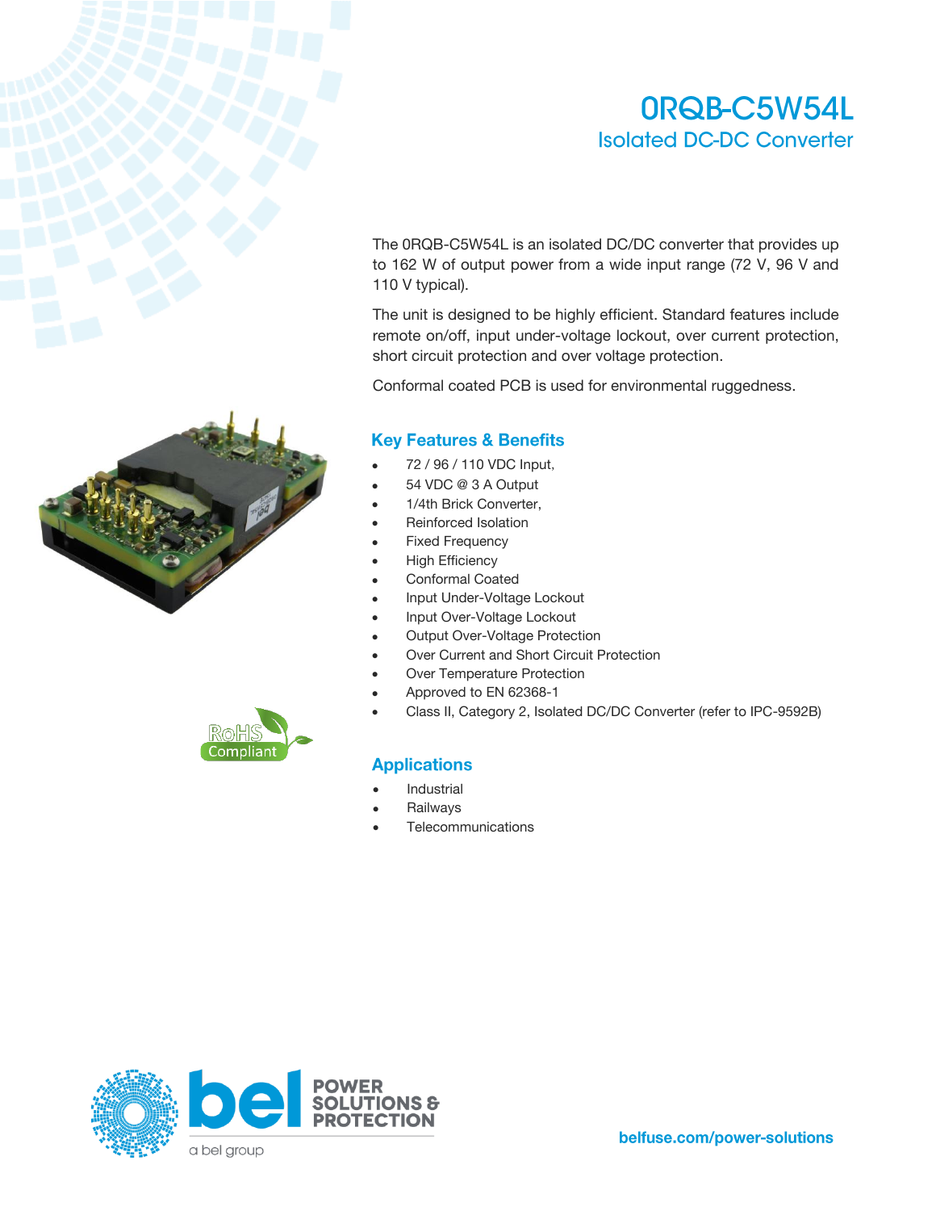# 0RQB-C5W54L

## Isolated DC-DC Converter

The 0RQB-C5W54L is an isolated DC/DC converter that provides up to 162 W of output power from a wide input range (72 V, 96 V and 110 V typical).

The unit is designed to be highly efficient. Standard features include remote on/off, input under-voltage lockout, over current protection, short circuit protection and over voltage protection.

Conformal coated PCB is used for environmental ruggedness.

## Key Features & Benefits

- 72 / 96 / 110 VDC Input,
- 54 VDC @ 3 A Output
- 1/4th Brick Converter,
- Reinforced Isolation
- Fixed Frequency
- High Efficiency
- Conformal Coated
- Input Under-Voltage Lockout
- Input Over-Voltage Lockout
- Output Over-Voltage Protection
- Over Current and Short Circuit Protection
- Over Temperature Protection
- Approved to EN 62368-1
- Class II, Category 2, Isolated DC/DC Converter (refer to IPC-9592B)

RoHS Compliant

## Applications

- Industrial
- Railways
- Telecommunications

bel POWER SOLUTIONS & PROTECTION

a bel group

belfuse.com/power-solutions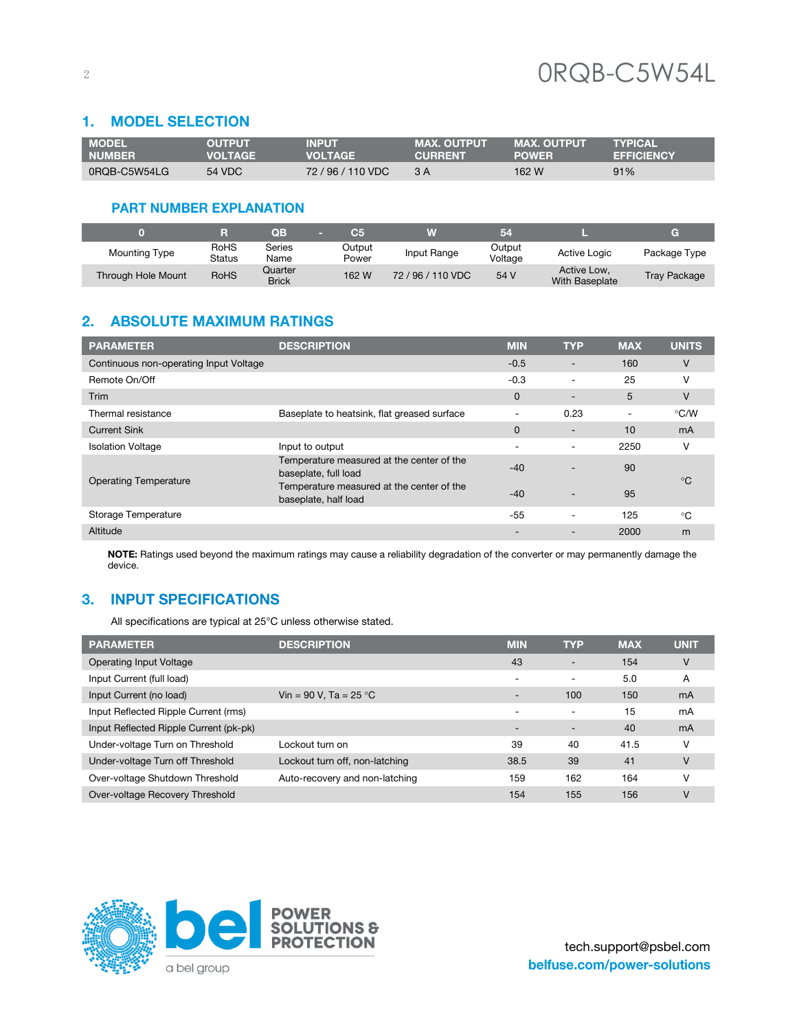## 1. MODEL SELECTION

| MODEL NUMBER | OUTPUT VOLTAGE | INPUT VOLTAGE | MAX. OUTPUT CURRENT | MAX. OUTPUT POWER | TYPICAL EFFICIENCY |
|---|---|---|---|---|---|
| 0RQB-C5W54LG | 54 VDC | 72 / 96 / 110 VDC | 3 A | 162 W | 91% |

### PART NUMBER EXPLANATION

| 0 | R | QB | - | C5 | W | 54 | L | G |
|---|---|---|---|---|---|---|---|---|
| Mounting Type | RoHS Status | Series Name | | Output Power | Input Range | Output Voltage | Active Logic | Package Type |
| Through Hole Mount | RoHS | Quarter Brick | | 162 W | 72 / 96 / 110 VDC | 54 V | Active Low, With Baseplate | Tray Package |

## 2. ABSOLUTE MAXIMUM RATINGS

| PARAMETER | DESCRIPTION | MIN | TYP | MAX | UNITS |
|---|---|---|---|---|---|
| Continuous non-operating Input Voltage | | -0.5 | - | 160 | V |
| Remote On/Off | | -0.3 | - | 25 | V |
| Trim | | 0 | - | 5 | V |
| Thermal resistance | Baseplate to heatsink, flat greased surface | - | 0.23 | - | °C/W |
| Current Sink | | 0 | - | 10 | mA |
| Isolation Voltage | Input to output | - | - | 2250 | V |
| Operating Temperature | Temperature measured at the center of the baseplate, full load | -40 | - | 90 | °C |
| | Temperature measured at the center of the baseplate, half load | -40 | - | 95 | |
| Storage Temperature | | -55 | - | 125 | °C |
| Altitude | | - | - | 2000 | m |

**NOTE:** Ratings used beyond the maximum ratings may cause a reliability degradation of the converter or may permanently damage the device.

## 3. INPUT SPECIFICATIONS

All specifications are typical at 25°C unless otherwise stated.

| PARAMETER | DESCRIPTION | MIN | TYP | MAX | UNIT |
|---|---|---|---|---|---|
| Operating Input Voltage | | 43 | - | 154 | V |
| Input Current (full load) | | - | - | 5.0 | A |
| Input Current (no load) | Vin = 90 V, Ta = 25 °C | - | 100 | 150 | mA |
| Input Reflected Ripple Current (rms) | | - | - | 15 | mA |
| Input Reflected Ripple Current (pk-pk) | | - | - | 40 | mA |
| Under-voltage Turn on Threshold | Lockout turn on | 39 | 40 | 41.5 | V |
| Under-voltage Turn off Threshold | Lockout turn off, non-latching | 38.5 | 39 | 41 | V |
| Over-voltage Shutdown Threshold | Auto-recovery and non-latching | 159 | 162 | 164 | V |
| Over-voltage Recovery Threshold | | 154 | 155 | 156 | V |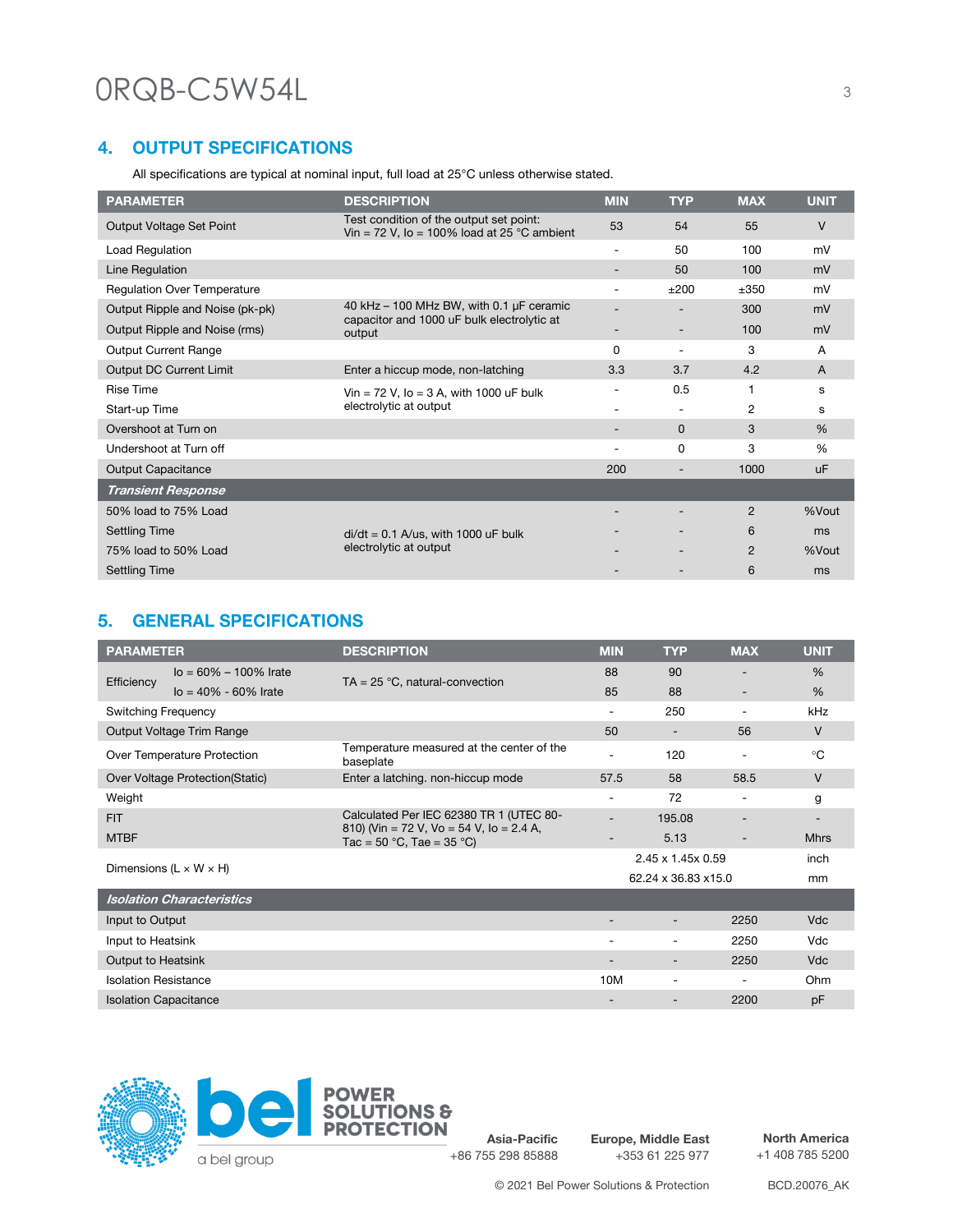## 4. OUTPUT SPECIFICATIONS

All specifications are typical at nominal input, full load at 25°C unless otherwise stated.

| PARAMETER | DESCRIPTION | MIN | TYP | MAX | UNIT |
|---|---|---|---|---|---|
| Output Voltage Set Point | Test condition of the output set point: Vin = 72 V, Io = 100% load at 25 °C ambient | 53 | 54 | 55 | V |
| Load Regulation | | - | 50 | 100 | mV |
| Line Regulation | | - | 50 | 100 | mV |
| Regulation Over Temperature | | - | ±200 | ±350 | mV |
| Output Ripple and Noise (pk-pk) | 40 kHz – 100 MHz BW, with 0.1 µF ceramic capacitor and 1000 uF bulk electrolytic at output | - | - | 300 | mV |
| Output Ripple and Noise (rms) | | - | - | 100 | mV |
| Output Current Range | | 0 | - | 3 | A |
| Output DC Current Limit | Enter a hiccup mode, non-latching | 3.3 | 3.7 | 4.2 | A |
| Rise Time | Vin = 72 V, Io = 3 A, with 1000 uF bulk electrolytic at output | - | 0.5 | 1 | s |
| Start-up Time | | - | - | 2 | s |
| Overshoot at Turn on | | - | 0 | 3 | % |
| Undershoot at Turn off | | - | 0 | 3 | % |
| Output Capacitance | | 200 | - | 1000 | uF |
| ***Transient Response*** | | | | | |
| 50% load to 75% Load | di/dt = 0.1 A/us, with 1000 uF bulk electrolytic at output | - | - | 2 | %Vout |
| Settling Time | | - | - | 6 | ms |
| 75% load to 50% Load | | - | - | 2 | %Vout |
| Settling Time | | - | - | 6 | ms |

## 5. GENERAL SPECIFICATIONS

| PARAMETER | | DESCRIPTION | MIN | TYP | MAX | UNIT |
|---|---|---|---|---|---|---|
| Efficiency | Io = 60% – 100% Irate | TA = 25 °C, natural-convection | 88 | 90 | - | % |
| | Io = 40% - 60% Irate | | 85 | 88 | - | % |
| Switching Frequency | | | - | 250 | - | kHz |
| Output Voltage Trim Range | | | 50 | - | 56 | V |
| Over Temperature Protection | | Temperature measured at the center of the baseplate | - | 120 | - | °C |
| Over Voltage Protection(Static) | | Enter a latching. non-hiccup mode | 57.5 | 58 | 58.5 | V |
| Weight | | | - | 72 | - | g |
| FIT | | Calculated Per IEC 62380 TR 1 (UTEC 80-810) (Vin = 72 V, Vo = 54 V, Io = 2.4 A, Tac = 50 °C, Tae = 35 °C) | - | 195.08 | - | - |
| MTBF | | | - | 5.13 | - | Mhrs |
| Dimensions (L × W × H) | | | | 2.45 x 1.45x 0.59 | | inch |
| | | | | 62.24 x 36.83 x15.0 | | mm |
| ***Isolation Characteristics*** | | | | | | |
| Input to Output | | | - | - | 2250 | Vdc |
| Input to Heatsink | | | - | - | 2250 | Vdc |
| Output to Heatsink | | | - | - | 2250 | Vdc |
| Isolation Resistance | | | 10M | - | - | Ohm |
| Isolation Capacitance | | | - | - | 2200 | pF |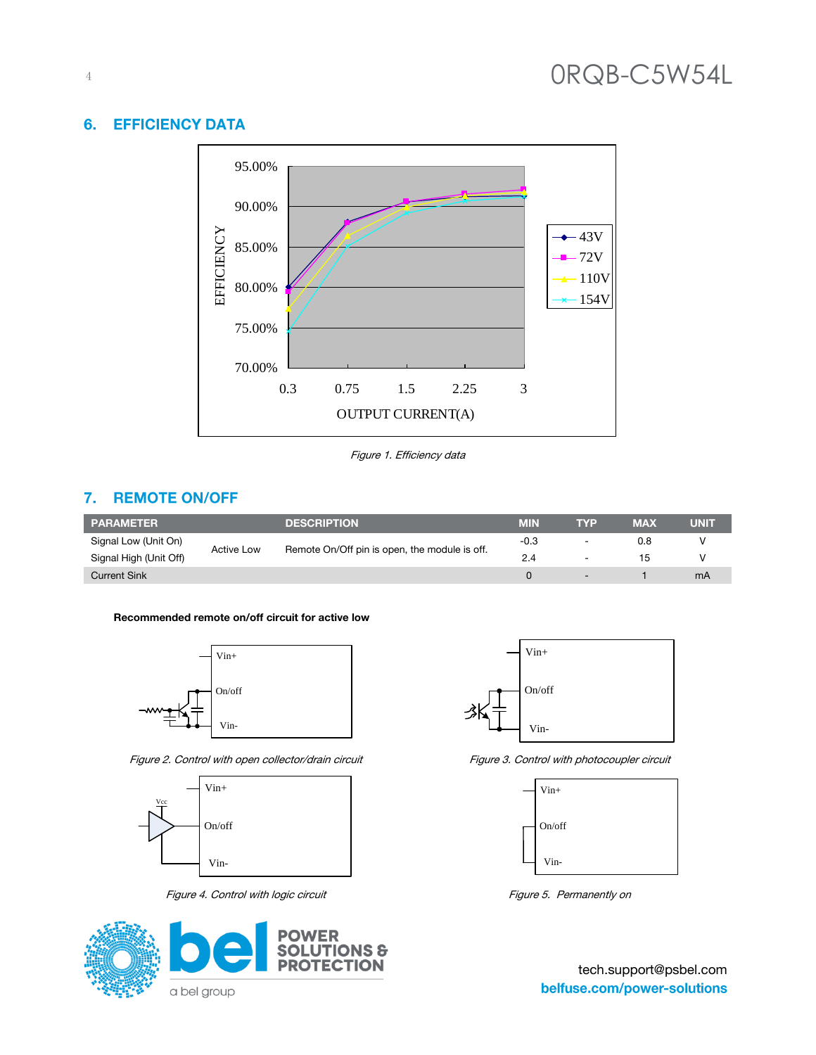## 6. EFFICIENCY DATA

*Figure 1. Efficiency data*

## 7. REMOTE ON/OFF

| PARAMETER | | DESCRIPTION | MIN | TYP | MAX | UNIT |
|---|---|---|---|---|---|---|
| Signal Low (Unit On) | Active Low | Remote On/Off pin is open, the module is off. | -0.3 | - | 0.8 | V |
| Signal High (Unit Off) | | | 2.4 | - | 15 | V |
| Current Sink | | | 0 | - | 1 | mA |

**Recommended remote on/off circuit for active low**

*Figure 2. Control with open collector/drain circuit*

*Figure 3. Control with photocoupler circuit*

*Figure 4. Control with logic circuit*

*Figure 5. Permanently on*

tech.support@psbel.com
**belfuse.com/power-solutions**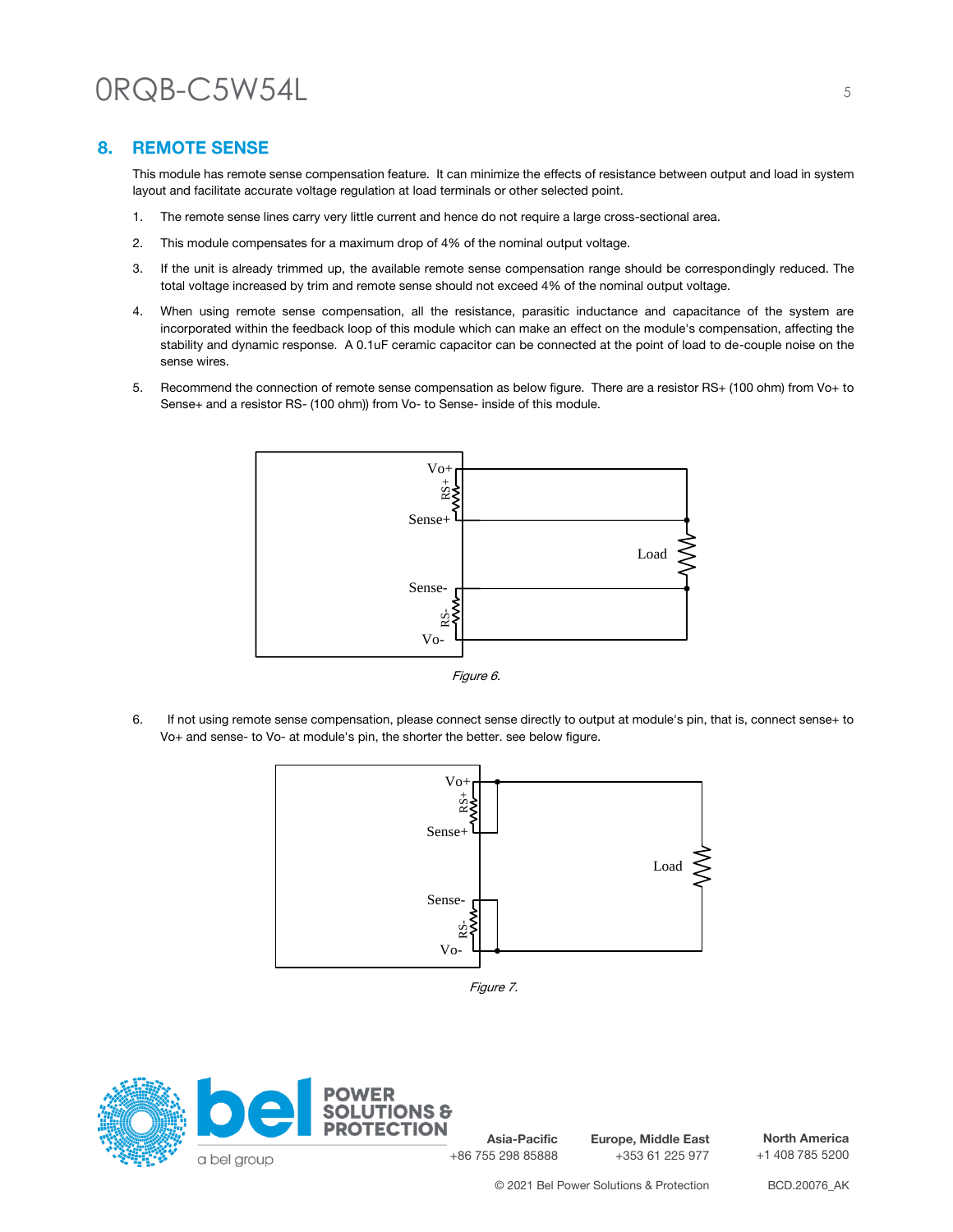## 8. REMOTE SENSE

This module has remote sense compensation feature. It can minimize the effects of resistance between output and load in system layout and facilitate accurate voltage regulation at load terminals or other selected point.

1. The remote sense lines carry very little current and hence do not require a large cross-sectional area.
2. This module compensates for a maximum drop of 4% of the nominal output voltage.
3. If the unit is already trimmed up, the available remote sense compensation range should be correspondingly reduced. The total voltage increased by trim and remote sense should not exceed 4% of the nominal output voltage.
4. When using remote sense compensation, all the resistance, parasitic inductance and capacitance of the system are incorporated within the feedback loop of this module which can make an effect on the module's compensation, affecting the stability and dynamic response. A 0.1uF ceramic capacitor can be connected at the point of load to de-couple noise on the sense wires.
5. Recommend the connection of remote sense compensation as below figure. There are a resistor RS+ (100 ohm) from Vo+ to Sense+ and a resistor RS- (100 ohm)) from Vo- to Sense- inside of this module.

*Figure 6.*

6. If not using remote sense compensation, please connect sense directly to output at module's pin, that is, connect sense+ to Vo+ and sense- to Vo- at module's pin, the shorter the better. see below figure.

*Figure 7.*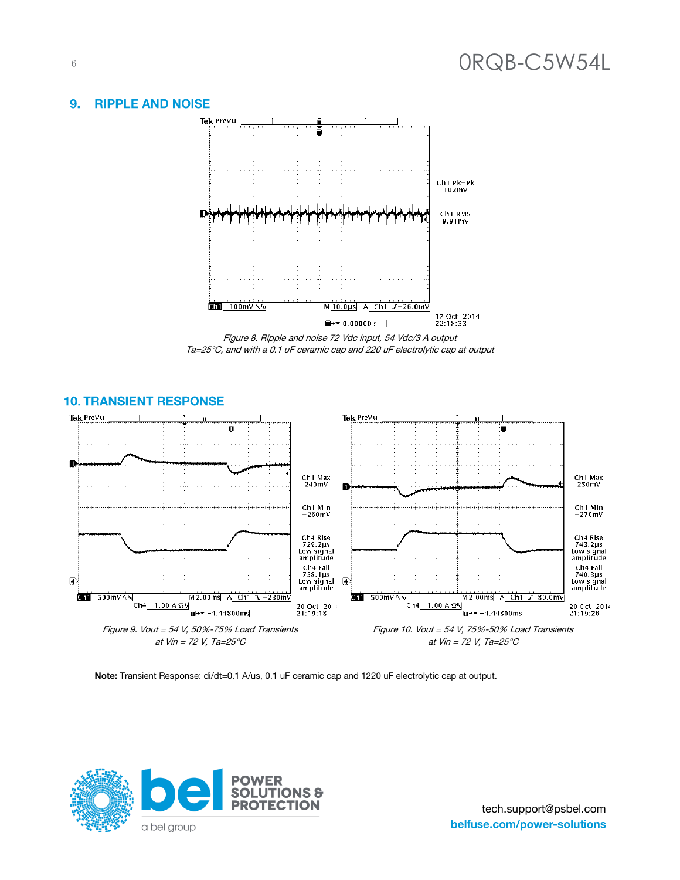## 9. RIPPLE AND NOISE

*Figure 8. Ripple and noise 72 Vdc input, 54 Vdc/3 A output*
*Ta=25°C, and with a 0.1 uF ceramic cap and 220 uF electrolytic cap at output*

## 10. TRANSIENT RESPONSE

*Figure 9. Vout = 54 V, 50%-75% Load Transients*
*at Vin = 72 V, Ta=25°C*

*Figure 10. Vout = 54 V, 75%-50% Load Transients*
*at Vin = 72 V, Ta=25°C*

**Note:** Transient Response: di/dt=0.1 A/us, 0.1 uF ceramic cap and 1220 uF electrolytic cap at output.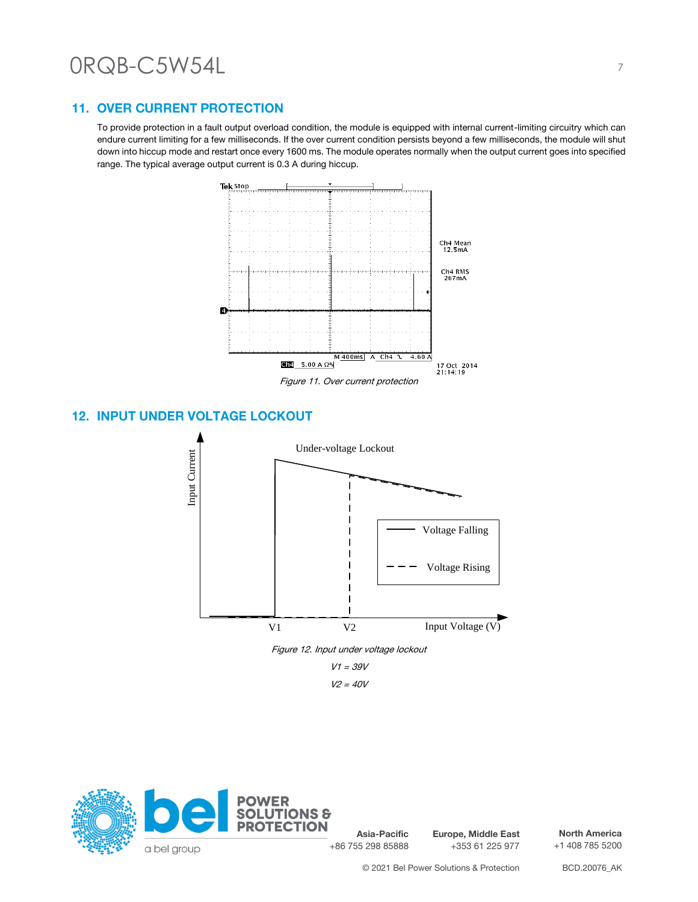## 11. OVER CURRENT PROTECTION

To provide protection in a fault output overload condition, the module is equipped with internal current-limiting circuitry which can endure current limiting for a few milliseconds. If the over current condition persists beyond a few milliseconds, the module will shut down into hiccup mode and restart once every 1600 ms. The module operates normally when the output current goes into specified range. The typical average output current is 0.3 A during hiccup.

*Figure 11. Over current protection*

## 12. INPUT UNDER VOLTAGE LOCKOUT

*Figure 12. Input under voltage lockout*

*V1 = 39V*

*V2 = 40V*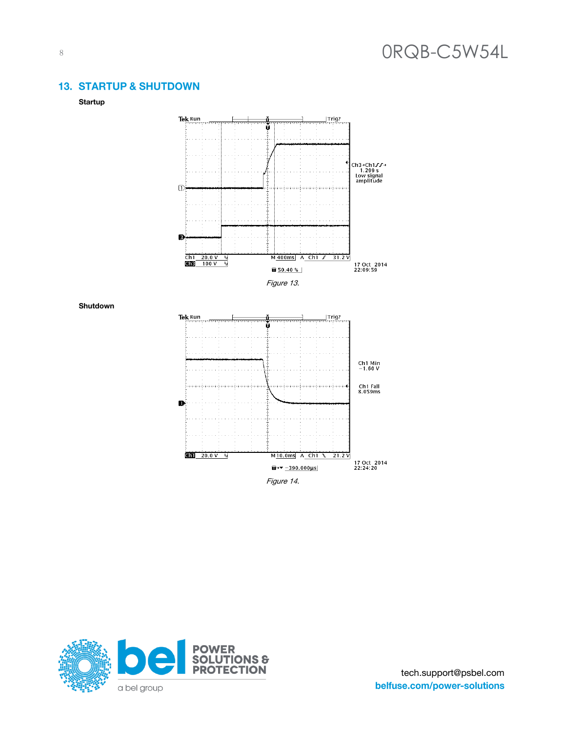## 13. STARTUP & SHUTDOWN

**Startup**

*Figure 13.*

**Shutdown**

*Figure 14.*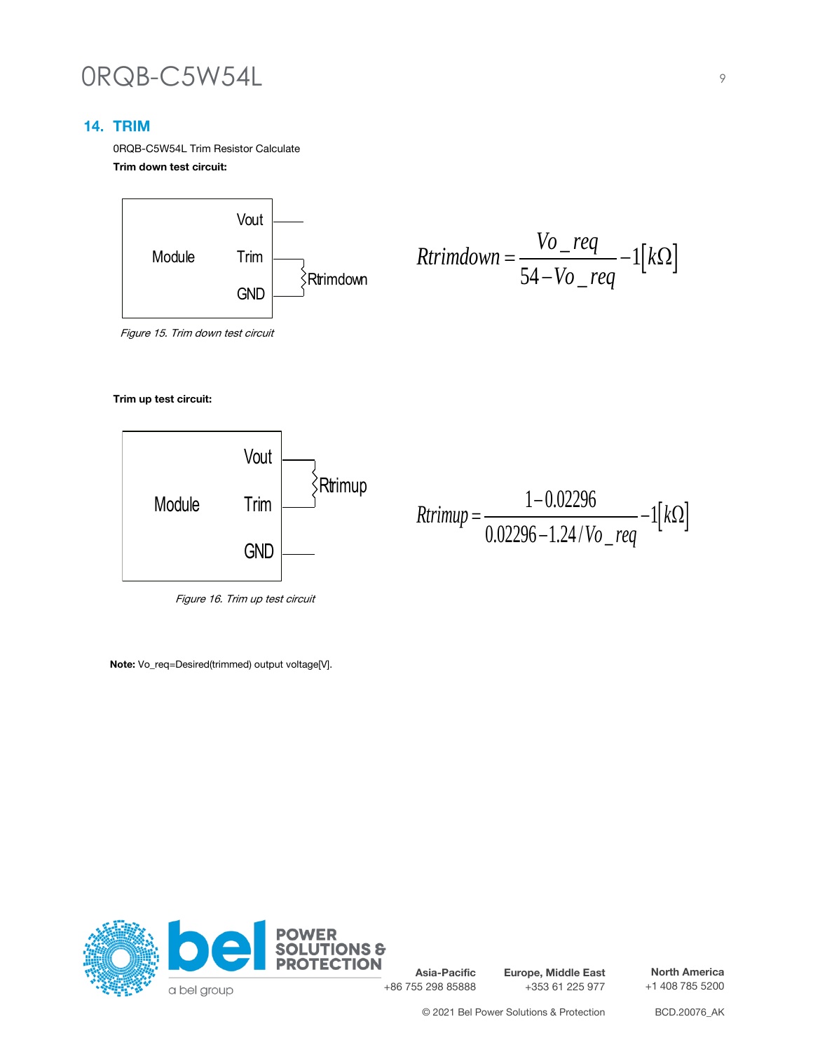## 14. TRIM

0RQB-C5W54L Trim Resistor Calculate

**Trim down test circuit:**

Module — Vout, Trim, GND — Rtrimdown

$$Rtrimdown = \frac{Vo\_req}{54 - Vo\_req} - 1[k\Omega]$$

*Figure 15. Trim down test circuit*

**Trim up test circuit:**

Module — Vout, Trim, GND — Rtrimup

$$Rtrimup = \frac{1 - 0.02296}{0.02296 - 1.24 / Vo\_req} - 1[k\Omega]$$

*Figure 16. Trim up test circuit*

**Note:** Vo_req=Desired(trimmed) output voltage[V].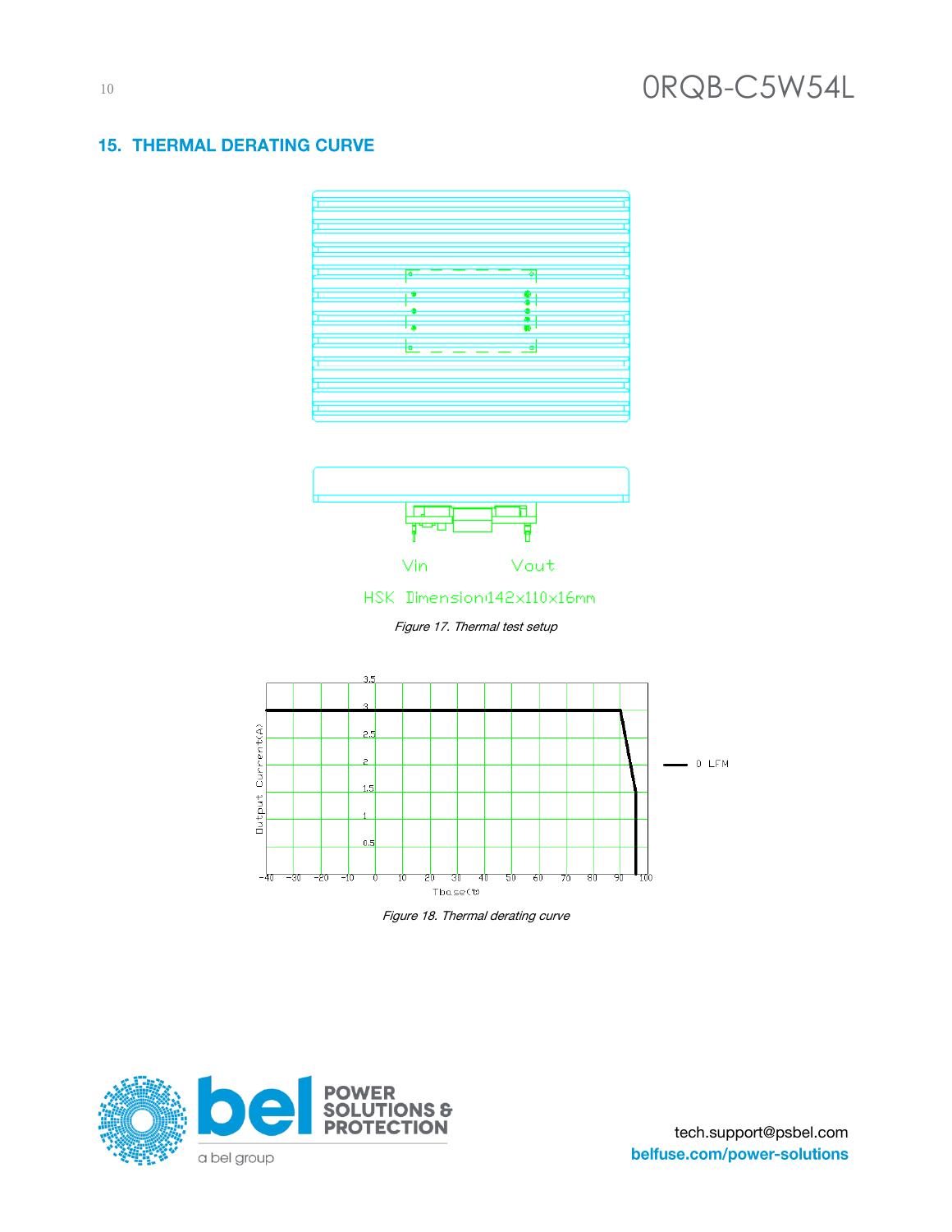## 15. THERMAL DERATING CURVE

Vin Vout

HSK Dimension:142x110x16mm

*Figure 17. Thermal test setup*

*Figure 18. Thermal derating curve*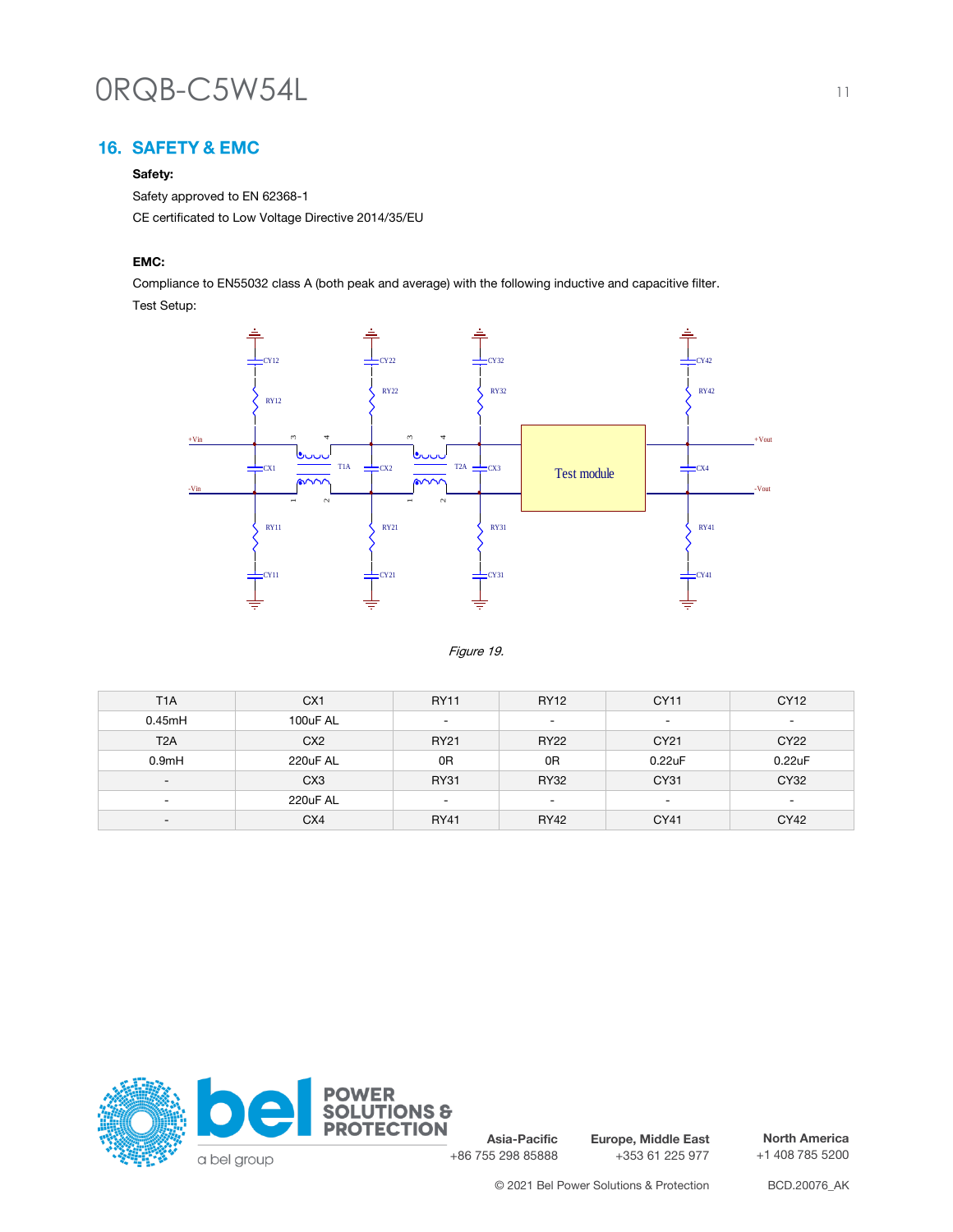## 16. SAFETY & EMC

**Safety:**

Safety approved to EN 62368-1

CE certificated to Low Voltage Directive 2014/35/EU

**EMC:**

Compliance to EN55032 class A (both peak and average) with the following inductive and capacitive filter.

Test Setup:

*Figure 19.*

| T1A | CX1 | RY11 | RY12 | CY11 | CY12 |
|---|---|---|---|---|---|
| 0.45mH | 100uF AL | - | - | - | - |
| T2A | CX2 | RY21 | RY22 | CY21 | CY22 |
| 0.9mH | 220uF AL | 0R | 0R | 0.22uF | 0.22uF |
| - | CX3 | RY31 | RY32 | CY31 | CY32 |
| - | 220uF AL | - | - | - | - |
| - | CX4 | RY41 | RY42 | CY41 | CY42 |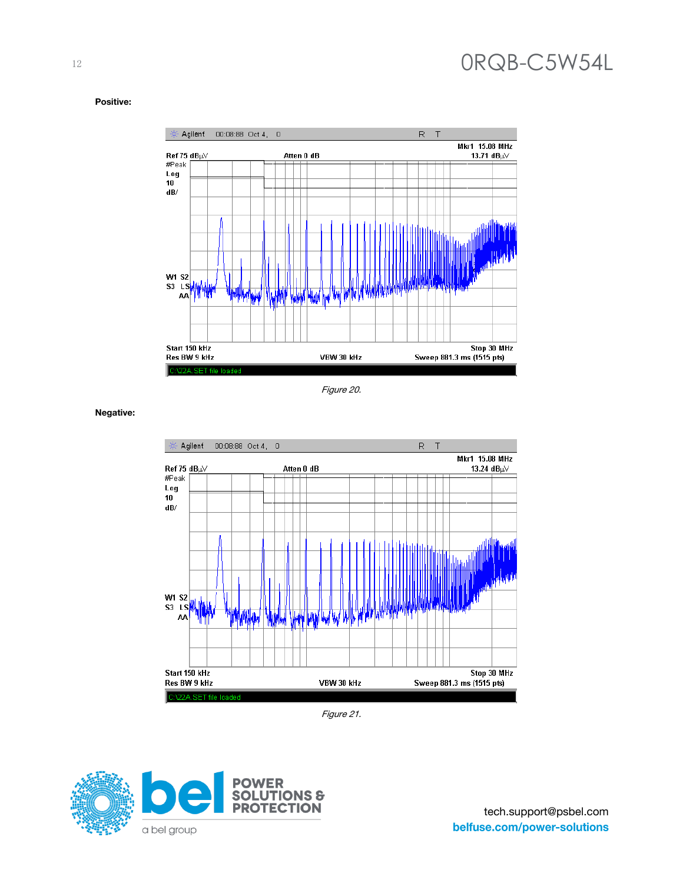**Positive:**

Agilent 00:08:88 Oct 4, 0 R T

Mkr1 15.08 MHz
13.71 dBµV

Ref 75 dBµV Atten 0 dB
#Peak
Log
10
dB/

W1 S2
S3 LS
AA

Start 150 kHz Stop 30 MHz
Res BW 9 kHz VBW 30 kHz Sweep 881.3 ms (1515 pts)

C:\22A.SET file loaded

*Figure 20.*

**Negative:**

Agilent 00:08:88 Oct 4, 0 R T

Mkr1 15.08 MHz
13.24 dBµV

Ref 75 dBµV Atten 0 dB
#Peak
Log
10
dB/

W1 S2
S3 LS
AA

Start 150 kHz Stop 30 MHz
Res BW 9 kHz VBW 30 kHz Sweep 881.3 ms (1515 pts)

C:\22A.SET file loaded

*Figure 21.*

tech.support@psbel.com
belfuse.com/power-solutions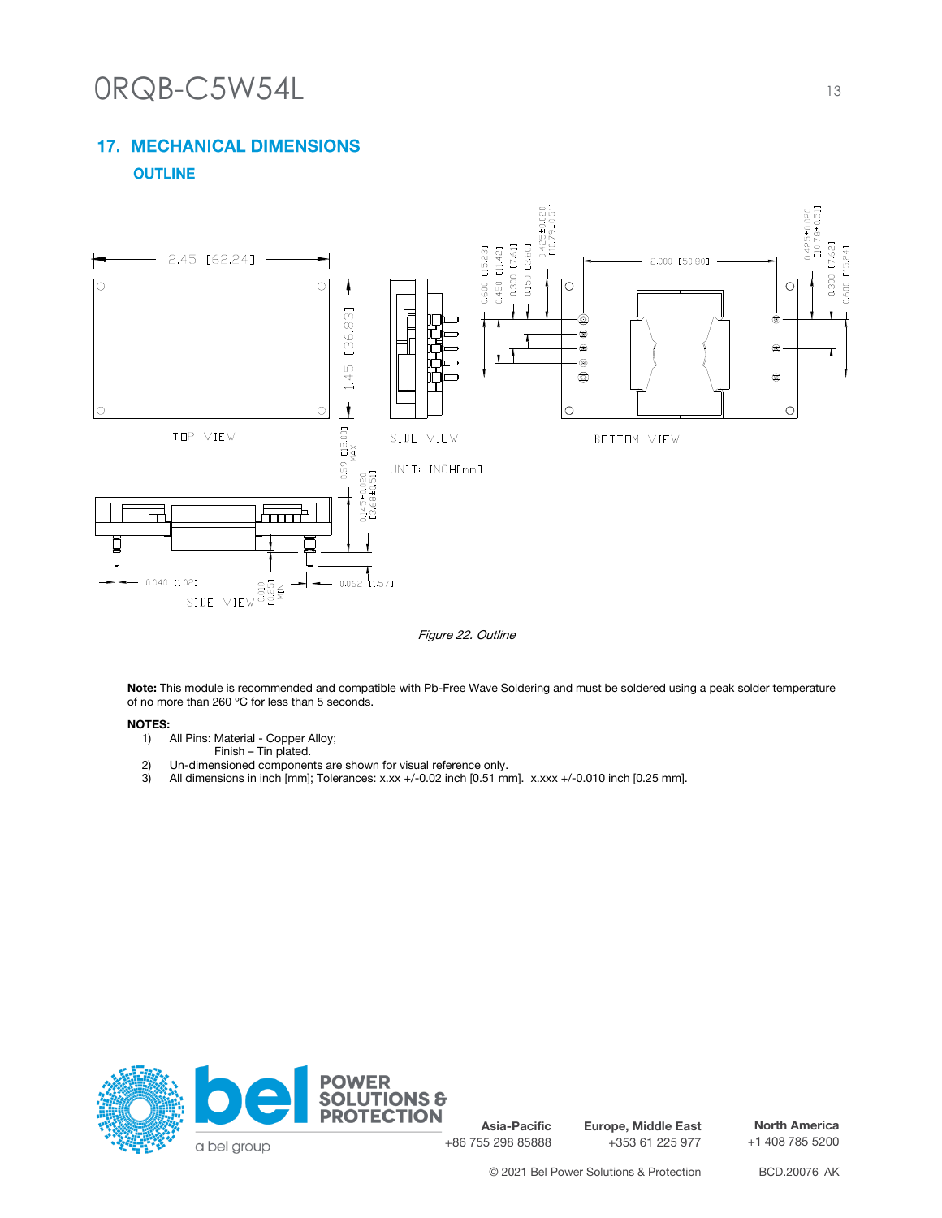## 17. MECHANICAL DIMENSIONS

### OUTLINE

*Figure 22. Outline*

**Note:** This module is recommended and compatible with Pb-Free Wave Soldering and must be soldered using a peak solder temperature of no more than 260 ºC for less than 5 seconds.

**NOTES:**

1) All Pins: Material - Copper Alloy;
   Finish – Tin plated.
2) Un-dimensioned components are shown for visual reference only.
3) All dimensions in inch [mm]; Tolerances: x.xx +/-0.02 inch [0.51 mm]. x.xxx +/-0.010 inch [0.25 mm].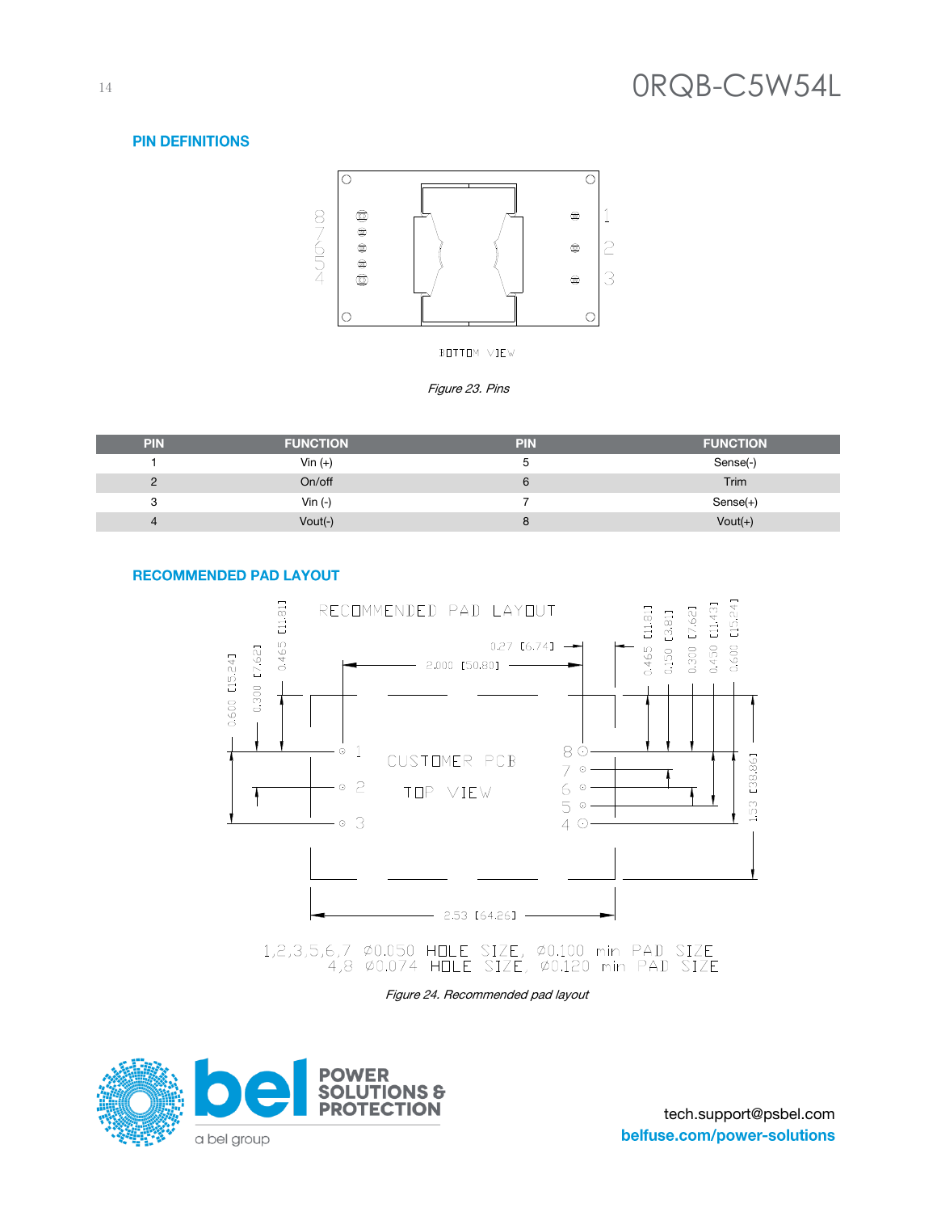## PIN DEFINITIONS

BOTTOM VIEW

*Figure 23. Pins*

| PIN | FUNCTION | PIN | FUNCTION |
|---|---|---|---|
| 1 | Vin (+) | 5 | Sense(-) |
| 2 | On/off | 6 | Trim |
| 3 | Vin (-) | 7 | Sense(+) |
| 4 | Vout(-) | 8 | Vout(+) |

## RECOMMENDED PAD LAYOUT

RECOMMENDED PAD LAYOUT

CUSTOMER PCB

TOP VIEW

1,2,3,5,6,7 Ø0.050 HOLE SIZE, Ø0.100 min PAD SIZE
4,8 Ø0.074 HOLE SIZE, Ø0.120 min PAD SIZE

*Figure 24. Recommended pad layout*

tech.support@psbel.com
**belfuse.com/power-solutions**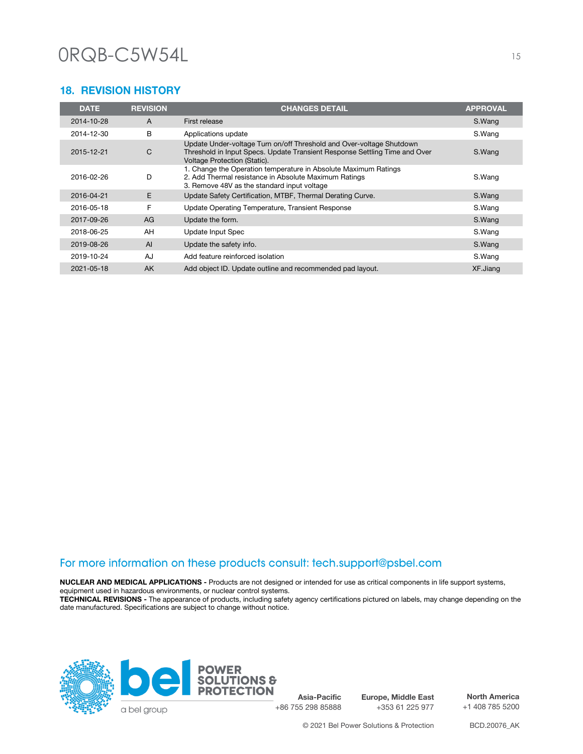## 18. REVISION HISTORY

| DATE | REVISION | CHANGES DETAIL | APPROVAL |
|---|---|---|---|
| 2014-10-28 | A | First release | S.Wang |
| 2014-12-30 | B | Applications update | S.Wang |
| 2015-12-21 | C | Update Under-voltage Turn on/off Threshold and Over-voltage Shutdown Threshold in Input Specs. Update Transient Response Settling Time and Over Voltage Protection (Static). | S.Wang |
| 2016-02-26 | D | 1. Change the Operation temperature in Absolute Maximum Ratings<br>2. Add Thermal resistance in Absolute Maximum Ratings<br>3. Remove 48V as the standard input voltage | S.Wang |
| 2016-04-21 | E | Update Safety Certification, MTBF, Thermal Derating Curve. | S.Wang |
| 2016-05-18 | F | Update Operating Temperature, Transient Response | S.Wang |
| 2017-09-26 | AG | Update the form. | S.Wang |
| 2018-06-25 | AH | Update Input Spec | S.Wang |
| 2019-08-26 | AI | Update the safety info. | S.Wang |
| 2019-10-24 | AJ | Add feature reinforced isolation | S.Wang |
| 2021-05-18 | AK | Add object ID. Update outline and recommended pad layout. | XF.Jiang |

For more information on these products consult: tech.support@psbel.com

**NUCLEAR AND MEDICAL APPLICATIONS -** Products are not designed or intended for use as critical components in life support systems, equipment used in hazardous environments, or nuclear control systems.
**TECHNICAL REVISIONS -** The appearance of products, including safety agency certifications pictured on labels, may change depending on the date manufactured. Specifications are subject to change without notice.

bel POWER SOLUTIONS & PROTECTION
a bel group

**Asia-Pacific**
+86 755 298 85888

**Europe, Middle East**
+353 61 225 977

**North America**
+1 408 785 5200

© 2021 Bel Power Solutions & Protection

BCD.20076_AK